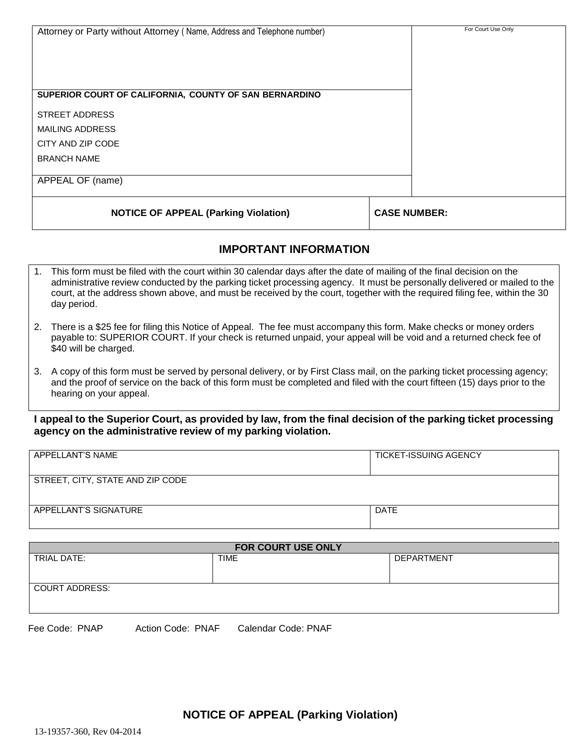| Attorney or Party without Attorney ( Name, Address and Telephone number) | For Court Use Only |
|---|---|
| **SUPERIOR COURT OF CALIFORNIA, COUNTY OF SAN BERNARDINO**<br>STREET ADDRESS<br>MAILING ADDRESS<br>CITY AND ZIP CODE<br>BRANCH NAME | |
| APPEAL OF (name) | |
| **NOTICE OF APPEAL (Parking Violation)** | **CASE NUMBER:** |

## IMPORTANT INFORMATION

1. This form must be filed with the court within 30 calendar days after the date of mailing of the final decision on the administrative review conducted by the parking ticket processing agency. It must be personally delivered or mailed to the court, at the address shown above, and must be received by the court, together with the required filing fee, within the 30 day period.

2. There is a $25 fee for filing this Notice of Appeal. The fee must accompany this form. Make checks or money orders payable to: SUPERIOR COURT. If your check is returned unpaid, your appeal will be void and a returned check fee of $40 will be charged.

3. A copy of this form must be served by personal delivery, or by First Class mail, on the parking ticket processing agency; and the proof of service on the back of this form must be completed and filed with the court fifteen (15) days prior to the hearing on your appeal.

**I appeal to the Superior Court, as provided by law, from the final decision of the parking ticket processing agency on the administrative review of my parking violation.**

| APPELLANT'S NAME | TICKET-ISSUING AGENCY |
|---|---|
| STREET, CITY, STATE AND ZIP CODE | |
| APPELLANT'S SIGNATURE | DATE |

| FOR COURT USE ONLY | | |
|---|---|---|
| TRIAL DATE: | TIME | DEPARTMENT |
| COURT ADDRESS: | | |

Fee Code: PNAP    Action Code: PNAF    Calendar Code: PNAF

**NOTICE OF APPEAL (Parking Violation)**

13-19357-360, Rev 04-2014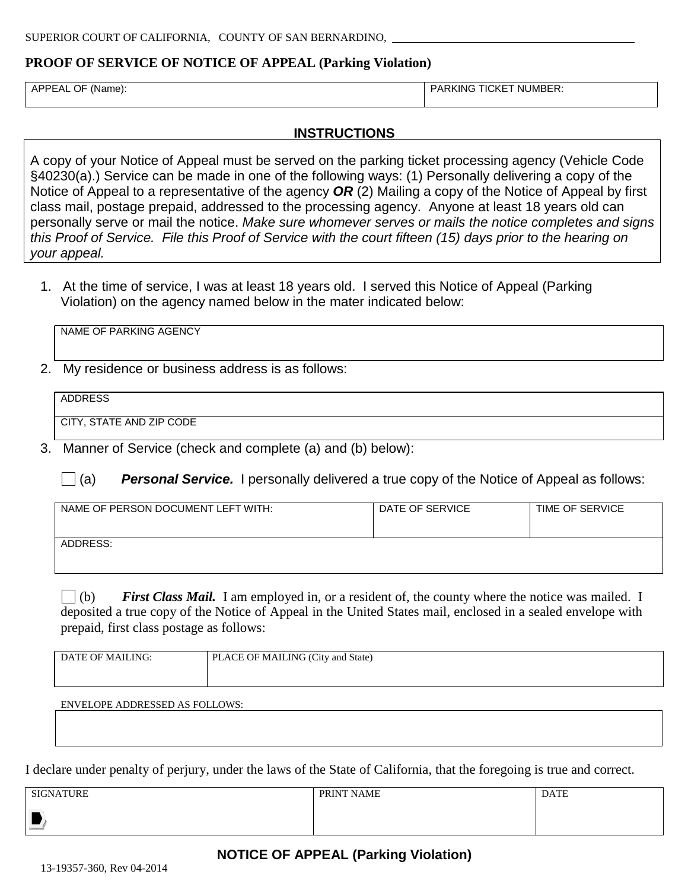SUPERIOR COURT OF CALIFORNIA, COUNTY OF SAN BERNARDINO, \_\_\_\_\_\_\_\_\_\_\_\_\_\_\_\_\_\_\_\_\_\_\_\_\_\_\_\_\_\_\_\_\_\_\_\_

**PROOF OF SERVICE OF NOTICE OF APPEAL (Parking Violation)**

| APPEAL OF (Name): | PARKING TICKET NUMBER: |
|---|---|
| | |

## INSTRUCTIONS

A copy of your Notice of Appeal must be served on the parking ticket processing agency (Vehicle Code §40230(a).) Service can be made in one of the following ways: (1) Personally delivering a copy of the Notice of Appeal to a representative of the agency ***OR*** (2) Mailing a copy of the Notice of Appeal by first class mail, postage prepaid, addressed to the processing agency. Anyone at least 18 years old can personally serve or mail the notice. *Make sure whomever serves or mails the notice completes and signs this Proof of Service. File this Proof of Service with the court fifteen (15) days prior to the hearing on your appeal.*

1. At the time of service, I was at least 18 years old. I served this Notice of Appeal (Parking Violation) on the agency named below in the mater indicated below:

| NAME OF PARKING AGENCY |
|---|
| |

2. My residence or business address is as follows:

| ADDRESS |
|---|
| CITY, STATE AND ZIP CODE |

3. Manner of Service (check and complete (a) and (b) below):

☐ (a) ***Personal Service.*** I personally delivered a true copy of the Notice of Appeal as follows:

| NAME OF PERSON DOCUMENT LEFT WITH: | DATE OF SERVICE | TIME OF SERVICE |
|---|---|---|
| ADDRESS: | | |

☐ (b) ***First Class Mail.*** I am employed in, or a resident of, the county where the notice was mailed. I deposited a true copy of the Notice of Appeal in the United States mail, enclosed in a sealed envelope with prepaid, first class postage as follows:

| DATE OF MAILING: | PLACE OF MAILING (City and State) |
|---|---|
| | |

| ENVELOPE ADDRESSED AS FOLLOWS: |
|---|
| |

I declare under penalty of perjury, under the laws of the State of California, that the foregoing is true and correct.

| SIGNATURE | PRINT NAME | DATE |
|---|---|---|
| | | |

**NOTICE OF APPEAL (Parking Violation)**

13-19357-360, Rev 04-2014